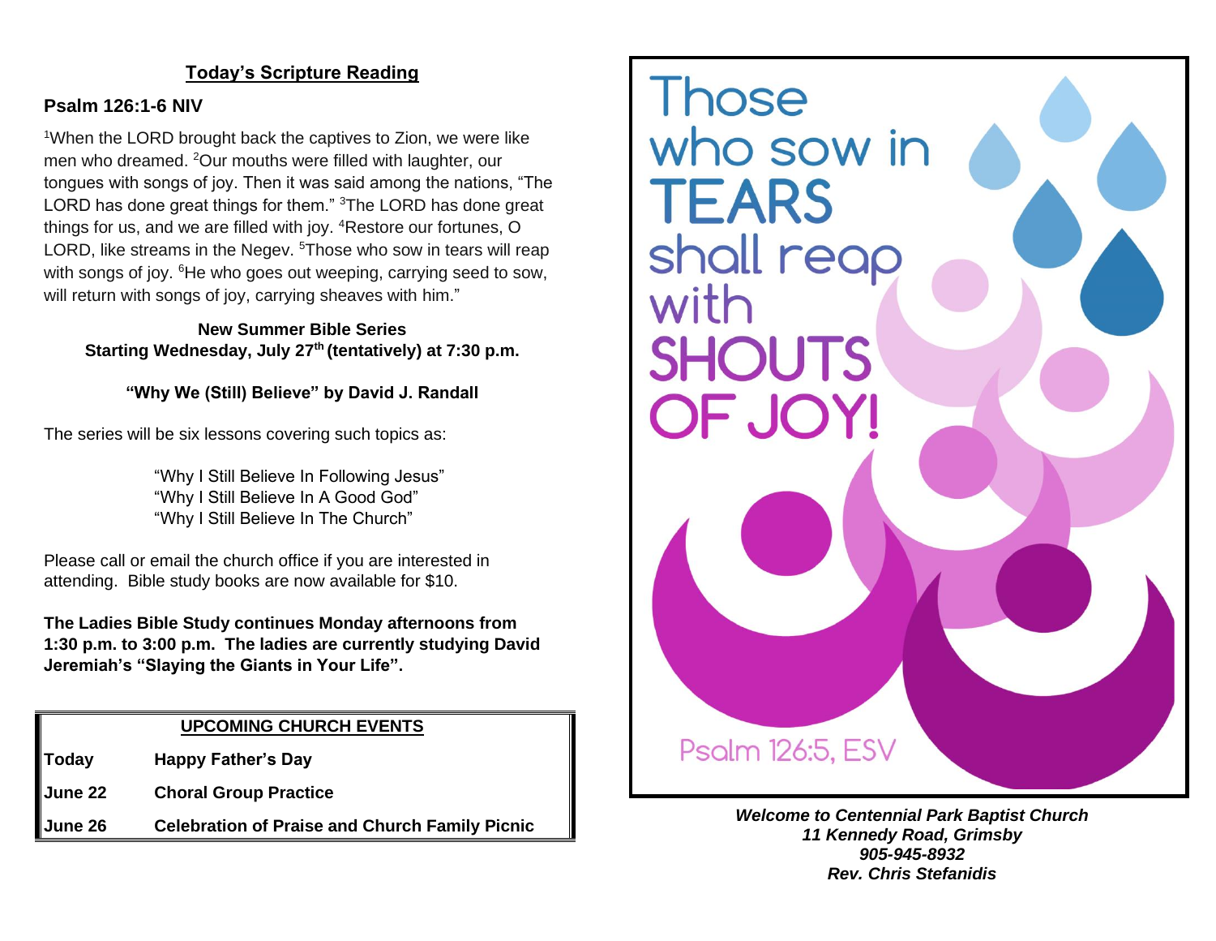## Today's Scripture Reading

### Psalm 126:1-6 NIV

[1]When the LORD brought back the captives to Zion, we were like men who dreamed. [2]Our mouths were filled with laughter, our tongues with songs of joy. Then it was said among the nations, "The LORD has done great things for them." [3]The LORD has done great things for us, and we are filled with joy. [4]Restore our fortunes, O LORD, like streams in the Negev. [5]Those who sow in tears will reap with songs of joy. [6]He who goes out weeping, carrying seed to sow, will return with songs of joy, carrying sheaves with him."

**New Summer Bible Series**
**Starting Wednesday, July 27th (tentatively) at 7:30 p.m.**

**"Why We (Still) Believe" by David J. Randall**

The series will be six lessons covering such topics as:

"Why I Still Believe In Following Jesus"
"Why I Still Believe In A Good God"
"Why I Still Believe In The Church"

Please call or email the church office if you are interested in attending. Bible study books are now available for $10.

**The Ladies Bible Study continues Monday afternoons from 1:30 p.m. to 3:00 p.m. The ladies are currently studying David Jeremiah's "Slaying the Giants in Your Life".**

| **UPCOMING CHURCH EVENTS** | |
|---|---|
| **Today** | **Happy Father's Day** |
| **June 22** | **Choral Group Practice** |
| **June 26** | **Celebration of Praise and Church Family Picnic** |

Those who sow in TEARS shall reap with SHOUTS OF JOY!

Psalm 126:5, ESV

***Welcome to Centennial Park Baptist Church***
***11 Kennedy Road, Grimsby***
***905-945-8932***
***Rev. Chris Stefanidis***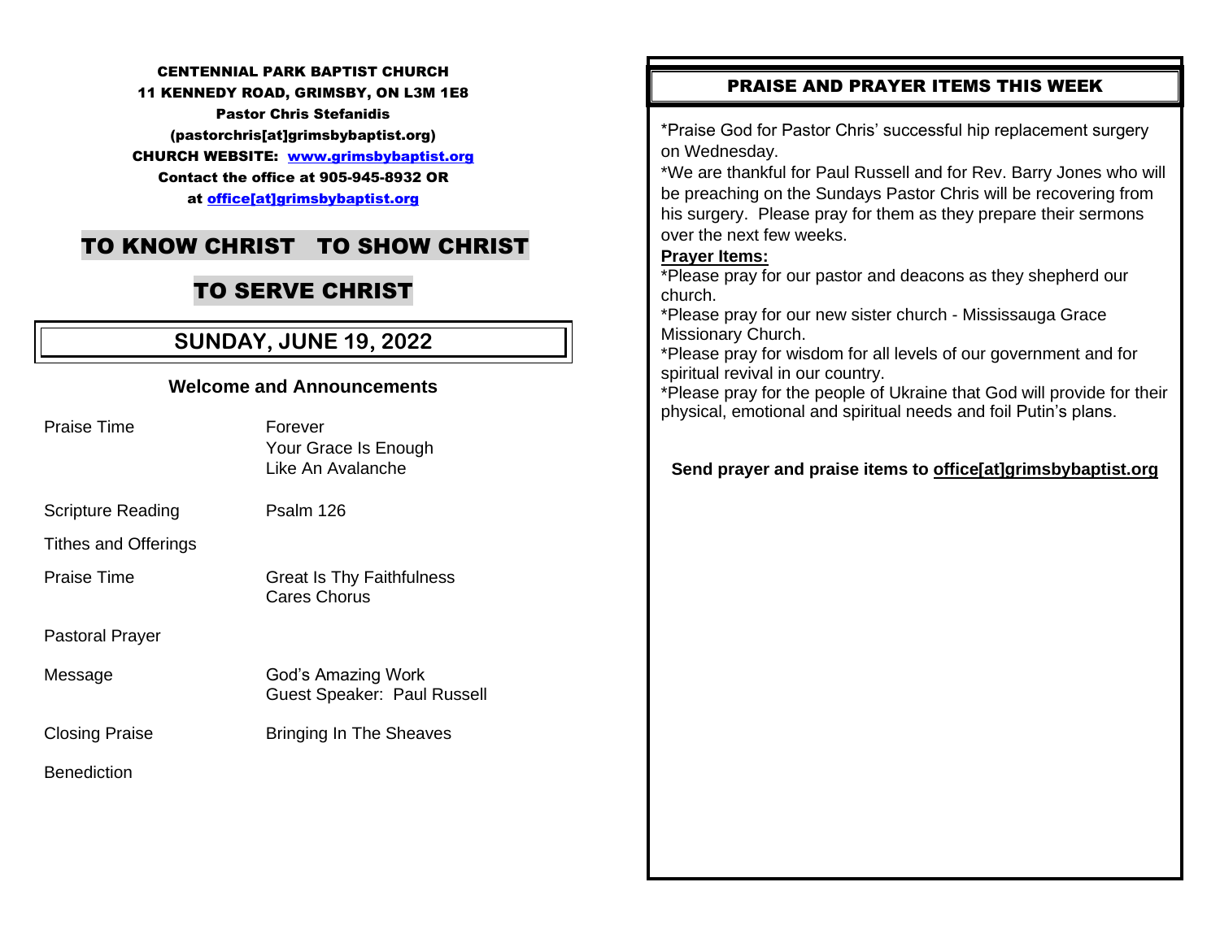**CENTENNIAL PARK BAPTIST CHURCH**
**11 KENNEDY ROAD, GRIMSBY, ON L3M 1E8**
**Pastor Chris Stefanidis**
**(pastorchris[at]grimsbybaptist.org)**
**CHURCH WEBSITE: [www.grimsbybaptist.org](http://www.grimsbybaptist.org)**
**Contact the office at 905-945-8932 OR**
**at office[at]grimsbybaptist.org**

# TO KNOW CHRIST TO SHOW CHRIST

# TO SERVE CHRIST

## SUNDAY, JUNE 19, 2022

### Welcome and Announcements

| | |
|---|---|
| Praise Time | Forever<br>Your Grace Is Enough<br>Like An Avalanche |
| Scripture Reading | Psalm 126 |
| Tithes and Offerings | |
| Praise Time | Great Is Thy Faithfulness<br>Cares Chorus |
| Pastoral Prayer | |
| Message | God's Amazing Work<br>Guest Speaker: Paul Russell |
| Closing Praise | Bringing In The Sheaves |
| Benediction | |

## PRAISE AND PRAYER ITEMS THIS WEEK

*Praise God for Pastor Chris' successful hip replacement surgery on Wednesday.
*We are thankful for Paul Russell and for Rev. Barry Jones who will be preaching on the Sundays Pastor Chris will be recovering from his surgery. Please pray for them as they prepare their sermons over the next few weeks.

**Prayer Items:**
*Please pray for our pastor and deacons as they shepherd our church.
*Please pray for our new sister church - Mississauga Grace Missionary Church.
*Please pray for wisdom for all levels of our government and for spiritual revival in our country.
*Please pray for the people of Ukraine that God will provide for their physical, emotional and spiritual needs and foil Putin's plans.

**Send prayer and praise items to office[at]grimsbybaptist.org**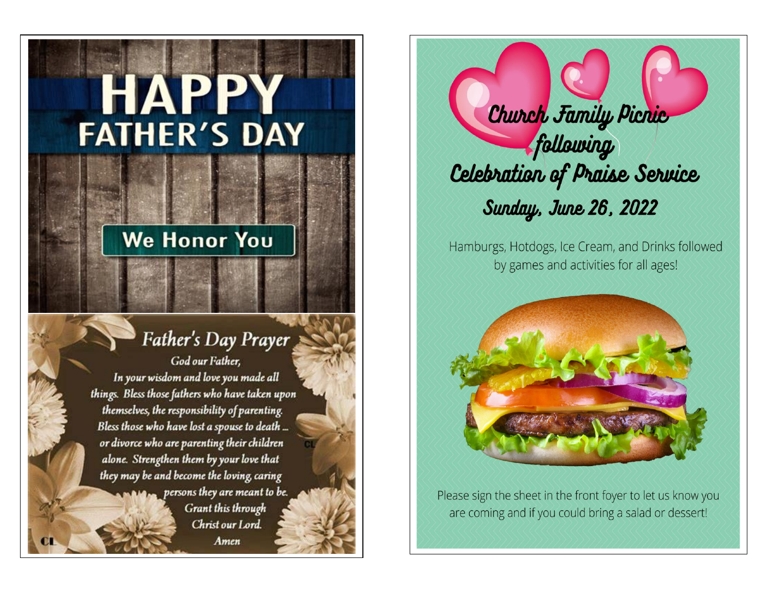# HAPPY FATHER'S DAY

We Honor You

## Father's Day Prayer

God our Father,
In your wisdom and love you made all things. Bless those fathers who have taken upon themselves, the responsibility of parenting. Bless those who have lost a spouse to death ... or divorce who are parenting their children alone. Strengthen them by your love that they may be and become the loving, caring persons they are meant to be.
Grant this through
Christ our Lord.
Amen

# Church Family Picnic following Celebration of Praise Service

## Sunday, June 26, 2022

Hamburgs, Hotdogs, Ice Cream, and Drinks followed by games and activities for all ages!

Please sign the sheet in the front foyer to let us know you are coming and if you could bring a salad or dessert!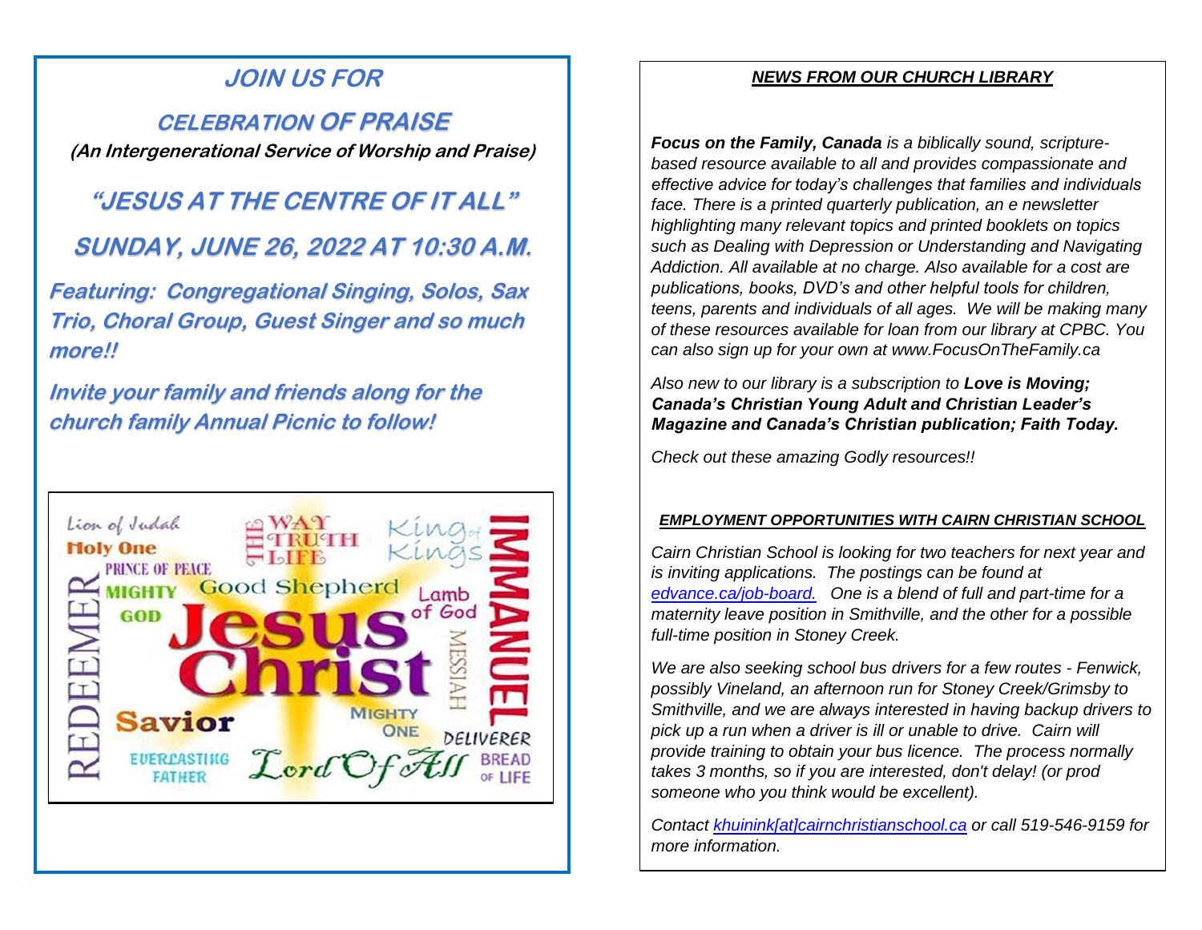## JOIN US FOR

## CELEBRATION OF PRAISE

**(An Intergenerational Service of Worship and Praise)**

## "JESUS AT THE CENTRE OF IT ALL"

## SUNDAY, JUNE 26, 2022 AT 10:30 A.M.

***Featuring: Congregational Singing, Solos, Sax Trio, Choral Group, Guest Singer and so much more!!***

***Invite your family and friends along for the church family Annual Picnic to follow!***

### *NEWS FROM OUR CHURCH LIBRARY*

***Focus on the Family, Canada*** *is a biblically sound, scripture-based resource available to all and provides compassionate and effective advice for today's challenges that families and individuals face. There is a printed quarterly publication, an e newsletter highlighting many relevant topics and printed booklets on topics such as Dealing with Depression or Understanding and Navigating Addiction. All available at no charge. Also available for a cost are publications, books, DVD's and other helpful tools for children, teens, parents and individuals of all ages. We will be making many of these resources available for loan from our library at CPBC. You can also sign up for your own at www.FocusOnTheFamily.ca*

*Also new to our library is a subscription to* ***Love is Moving; Canada's Christian Young Adult and Christian Leader's Magazine and Canada's Christian publication; Faith Today.***

*Check out these amazing Godly resources!!*

### *EMPLOYMENT OPPORTUNITIES WITH CAIRN CHRISTIAN SCHOOL*

*Cairn Christian School is looking for two teachers for next year and is inviting applications. The postings can be found at edvance.ca/job-board. One is a blend of full and part-time for a maternity leave position in Smithville, and the other for a possible full-time position in Stoney Creek.*

*We are also seeking school bus drivers for a few routes - Fenwick, possibly Vineland, an afternoon run for Stoney Creek/Grimsby to Smithville, and we are always interested in having backup drivers to pick up a run when a driver is ill or unable to drive. Cairn will provide training to obtain your bus licence. The process normally takes 3 months, so if you are interested, don't delay! (or prod someone who you think would be excellent).*

*Contact khuinink[at]cairnchristianschool.ca or call 519-546-9159 for more information.*